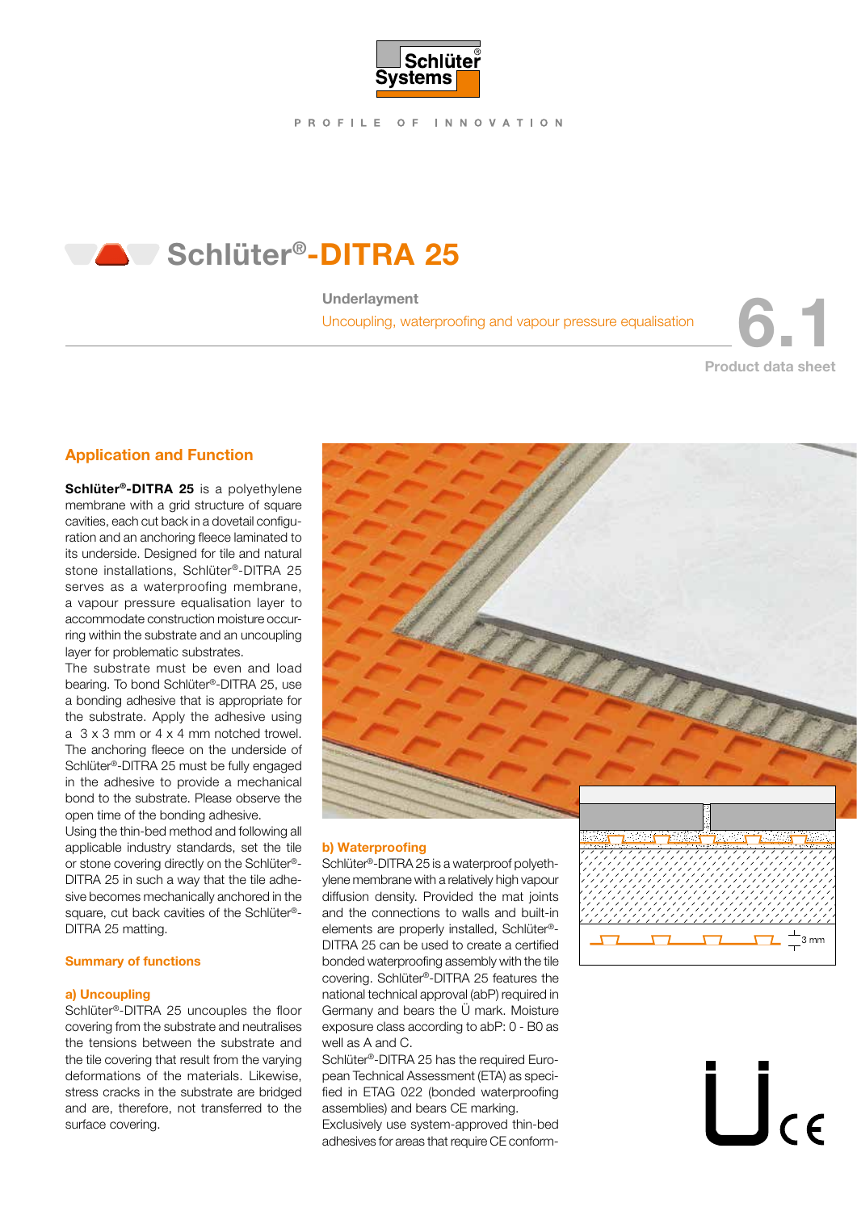# Schlüter®-DITRA 25

**Underlayment**

Uncoupling, waterproofing and vapour pressure equalisation

6.1

Product data sheet

## Application and Function

**Schlüter®-DITRA 25** is a polyethylene membrane with a grid structure of square cavities, each cut back in a dovetail configuration and an anchoring fleece laminated to its underside. Designed for tile and natural stone installations, Schlüter®-DITRA 25 serves as a waterproofing membrane, a vapour pressure equalisation layer to accommodate construction moisture occurring within the substrate and an uncoupling layer for problematic substrates.

The substrate must be even and load bearing. To bond Schlüter®-DITRA 25, use a bonding adhesive that is appropriate for the substrate. Apply the adhesive using a 3 x 3 mm or 4 x 4 mm notched trowel. The anchoring fleece on the underside of Schlüter®-DITRA 25 must be fully engaged in the adhesive to provide a mechanical bond to the substrate. Please observe the open time of the bonding adhesive.

Using the thin-bed method and following all applicable industry standards, set the tile or stone covering directly on the Schlüter®-DITRA 25 in such a way that the tile adhesive becomes mechanically anchored in the square, cut back cavities of the Schlüter®-DITRA 25 matting.

### Summary of functions

#### a) Uncoupling

Schlüter®-DITRA 25 uncouples the floor covering from the substrate and neutralises the tensions between the substrate and the tile covering that result from the varying deformations of the materials. Likewise, stress cracks in the substrate are bridged and are, therefore, not transferred to the surface covering.

#### b) Waterproofing

Schlüter®-DITRA 25 is a waterproof polyethylene membrane with a relatively high vapour diffusion density. Provided the mat joints and the connections to walls and built-in elements are properly installed, Schlüter®-DITRA 25 can be used to create a certified bonded waterproofing assembly with the tile covering. Schlüter®-DITRA 25 features the national technical approval (abP) required in Germany and bears the Ü mark. Moisture exposure class according to abP: 0 - B0 as well as A and C.

Schlüter®-DITRA 25 has the required European Technical Assessment (ETA) as specified in ETAG 022 (bonded waterproofing assemblies) and bears CE marking.

Exclusively use system-approved thin-bed adhesives for areas that require CE conform-

3 mm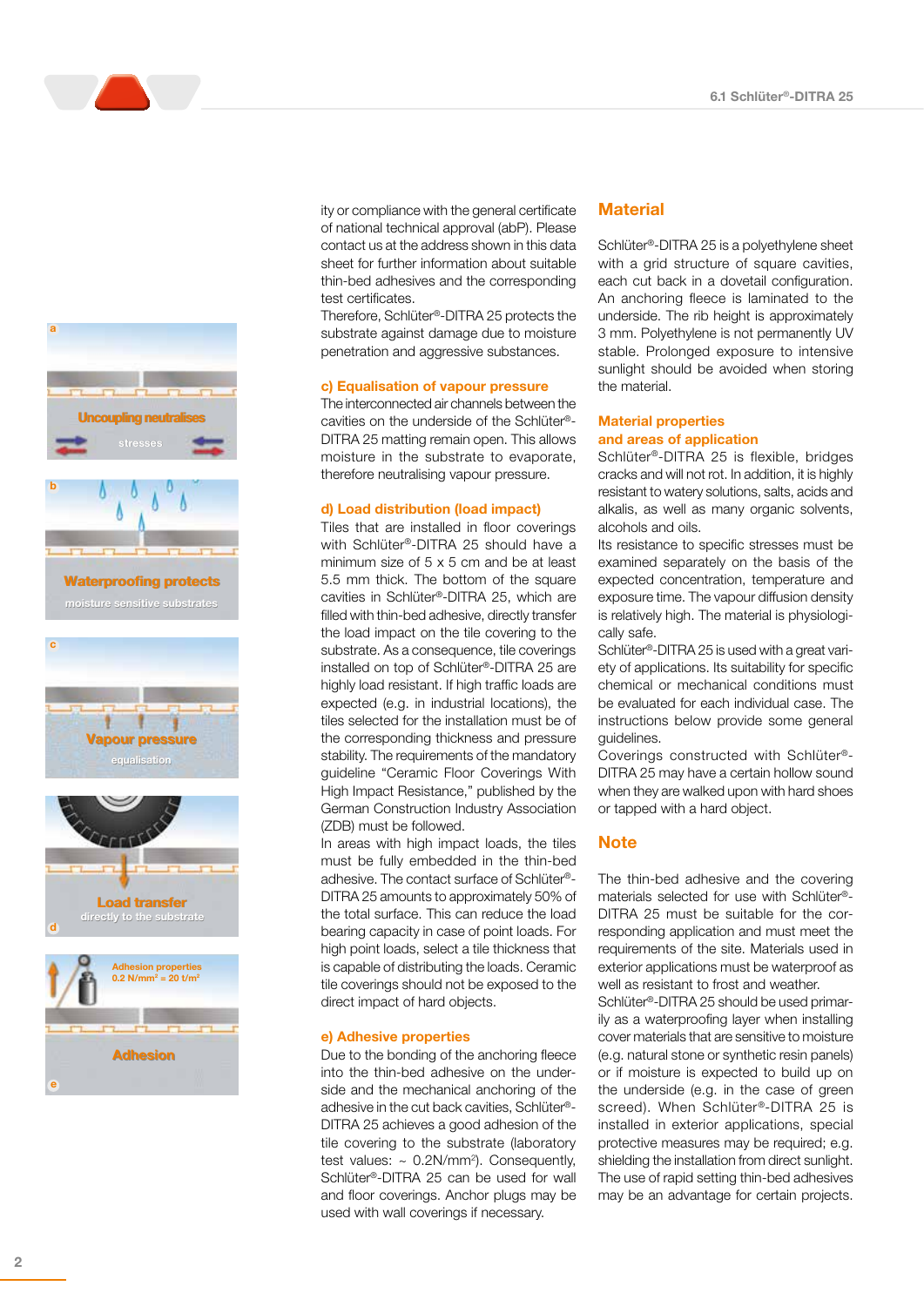ity or compliance with the general certificate of national technical approval (abP). Please contact us at the address shown in this data sheet for further information about suitable thin-bed adhesives and the corresponding test certificates.
Therefore, Schlüter®-DITRA 25 protects the substrate against damage due to moisture penetration and aggressive substances.

### c) Equalisation of vapour pressure

The interconnected air channels between the cavities on the underside of the Schlüter®-DITRA 25 matting remain open. This allows moisture in the substrate to evaporate, therefore neutralising vapour pressure.

### d) Load distribution (load impact)

Tiles that are installed in floor coverings with Schlüter®-DITRA 25 should have a minimum size of 5 x 5 cm and be at least 5.5 mm thick. The bottom of the square cavities in Schlüter®-DITRA 25, which are filled with thin-bed adhesive, directly transfer the load impact on the tile covering to the substrate. As a consequence, tile coverings installed on top of Schlüter®-DITRA 25 are highly load resistant. If high traffic loads are expected (e.g. in industrial locations), the tiles selected for the installation must be of the corresponding thickness and pressure stability. The requirements of the mandatory guideline "Ceramic Floor Coverings With High Impact Resistance," published by the German Construction Industry Association (ZDB) must be followed.
In areas with high impact loads, the tiles must be fully embedded in the thin-bed adhesive. The contact surface of Schlüter®-DITRA 25 amounts to approximately 50% of the total surface. This can reduce the load bearing capacity in case of point loads. For high point loads, select a tile thickness that is capable of distributing the loads. Ceramic tile coverings should not be exposed to the direct impact of hard objects.

### e) Adhesive properties

Due to the bonding of the anchoring fleece into the thin-bed adhesive on the underside and the mechanical anchoring of the adhesive in the cut back cavities, Schlüter®-DITRA 25 achieves a good adhesion of the tile covering to the substrate (laboratory test values: ~ 0.2N/mm²). Consequently, Schlüter®-DITRA 25 can be used for wall and floor coverings. Anchor plugs may be used with wall coverings if necessary.

## Material

Schlüter®-DITRA 25 is a polyethylene sheet with a grid structure of square cavities, each cut back in a dovetail configuration. An anchoring fleece is laminated to the underside. The rib height is approximately 3 mm. Polyethylene is not permanently UV stable. Prolonged exposure to intensive sunlight should be avoided when storing the material.

### Material properties and areas of application

Schlüter®-DITRA 25 is flexible, bridges cracks and will not rot. In addition, it is highly resistant to watery solutions, salts, acids and alkalis, as well as many organic solvents, alcohols and oils.
Its resistance to specific stresses must be examined separately on the basis of the expected concentration, temperature and exposure time. The vapour diffusion density is relatively high. The material is physiologically safe.
Schlüter®-DITRA 25 is used with a great variety of applications. Its suitability for specific chemical or mechanical conditions must be evaluated for each individual case. The instructions below provide some general guidelines.
Coverings constructed with Schlüter®-DITRA 25 may have a certain hollow sound when they are walked upon with hard shoes or tapped with a hard object.

## Note

The thin-bed adhesive and the covering materials selected for use with Schlüter®-DITRA 25 must be suitable for the corresponding application and must meet the requirements of the site. Materials used in exterior applications must be waterproof as well as resistant to frost and weather.
Schlüter®-DITRA 25 should be used primarily as a waterproofing layer when installing cover materials that are sensitive to moisture (e.g. natural stone or synthetic resin panels) or if moisture is expected to build up on the underside (e.g. in the case of green screed). When Schlüter®-DITRA 25 is installed in exterior applications, special protective measures may be required; e.g. shielding the installation from direct sunlight. The use of rapid setting thin-bed adhesives may be an advantage for certain projects.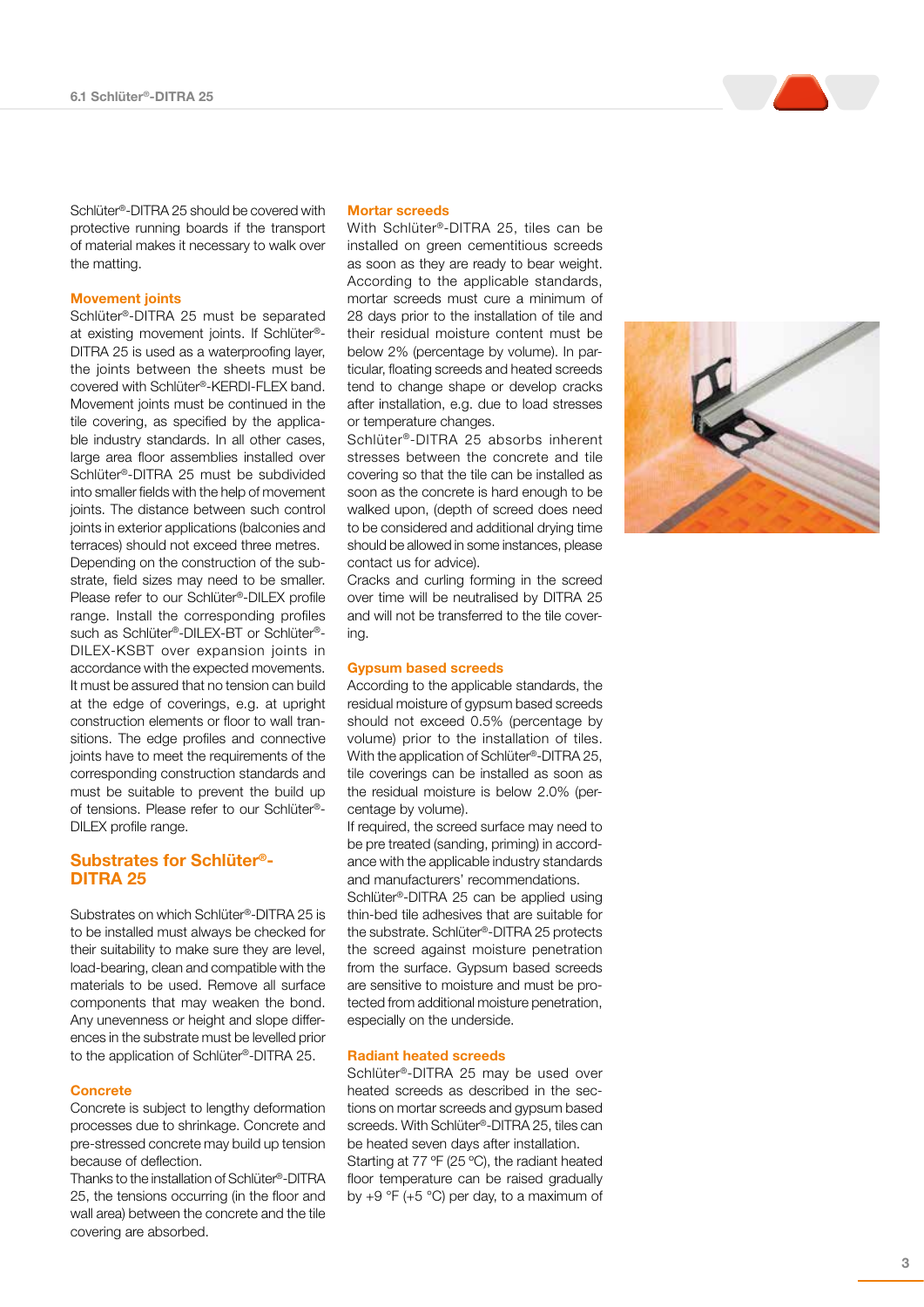Schlüter®-DITRA 25 should be covered with protective running boards if the transport of material makes it necessary to walk over the matting.

### Movement joints

Schlüter®-DITRA 25 must be separated at existing movement joints. If Schlüter®-DITRA 25 is used as a waterproofing layer, the joints between the sheets must be covered with Schlüter®-KERDI-FLEX band. Movement joints must be continued in the tile covering, as specified by the applicable industry standards. In all other cases, large area floor assemblies installed over Schlüter®-DITRA 25 must be subdivided into smaller fields with the help of movement joints. The distance between such control joints in exterior applications (balconies and terraces) should not exceed three metres. Depending on the construction of the substrate, field sizes may need to be smaller. Please refer to our Schlüter®-DILEX profile range. Install the corresponding profiles such as Schlüter®-DILEX-BT or Schlüter®-DILEX-KSBT over expansion joints in accordance with the expected movements. It must be assured that no tension can build at the edge of coverings, e.g. at upright construction elements or floor to wall transitions. The edge profiles and connective joints have to meet the requirements of the corresponding construction standards and must be suitable to prevent the build up of tensions. Please refer to our Schlüter®-DILEX profile range.

## Substrates for Schlüter®-DITRA 25

Substrates on which Schlüter®-DITRA 25 is to be installed must always be checked for their suitability to make sure they are level, load-bearing, clean and compatible with the materials to be used. Remove all surface components that may weaken the bond. Any unevenness or height and slope differences in the substrate must be levelled prior to the application of Schlüter®-DITRA 25.

### Concrete

Concrete is subject to lengthy deformation processes due to shrinkage. Concrete and pre-stressed concrete may build up tension because of deflection.
Thanks to the installation of Schlüter®-DITRA 25, the tensions occurring (in the floor and wall area) between the concrete and the tile covering are absorbed.

### Mortar screeds

With Schlüter®-DITRA 25, tiles can be installed on green cementitious screeds as soon as they are ready to bear weight. According to the applicable standards, mortar screeds must cure a minimum of 28 days prior to the installation of tile and their residual moisture content must be below 2% (percentage by volume). In particular, floating screeds and heated screeds tend to change shape or develop cracks after installation, e.g. due to load stresses or temperature changes.
Schlüter®-DITRA 25 absorbs inherent stresses between the concrete and tile covering so that the tile can be installed as soon as the concrete is hard enough to be walked upon, (depth of screed does need to be considered and additional drying time should be allowed in some instances, please contact us for advice).
Cracks and curling forming in the screed over time will be neutralised by DITRA 25 and will not be transferred to the tile covering.

### Gypsum based screeds

According to the applicable standards, the residual moisture of gypsum based screeds should not exceed 0.5% (percentage by volume) prior to the installation of tiles. With the application of Schlüter®-DITRA 25, tile coverings can be installed as soon as the residual moisture is below 2.0% (percentage by volume).
If required, the screed surface may need to be pre treated (sanding, priming) in accordance with the applicable industry standards and manufacturers' recommendations.
Schlüter®-DITRA 25 can be applied using thin-bed tile adhesives that are suitable for the substrate. Schlüter®-DITRA 25 protects the screed against moisture penetration from the surface. Gypsum based screeds are sensitive to moisture and must be protected from additional moisture penetration, especially on the underside.

### Radiant heated screeds

Schlüter®-DITRA 25 may be used over heated screeds as described in the sections on mortar screeds and gypsum based screeds. With Schlüter®-DITRA 25, tiles can be heated seven days after installation.
Starting at 77 °F (25 °C), the radiant heated floor temperature can be raised gradually by +9 °F (+5 °C) per day, to a maximum of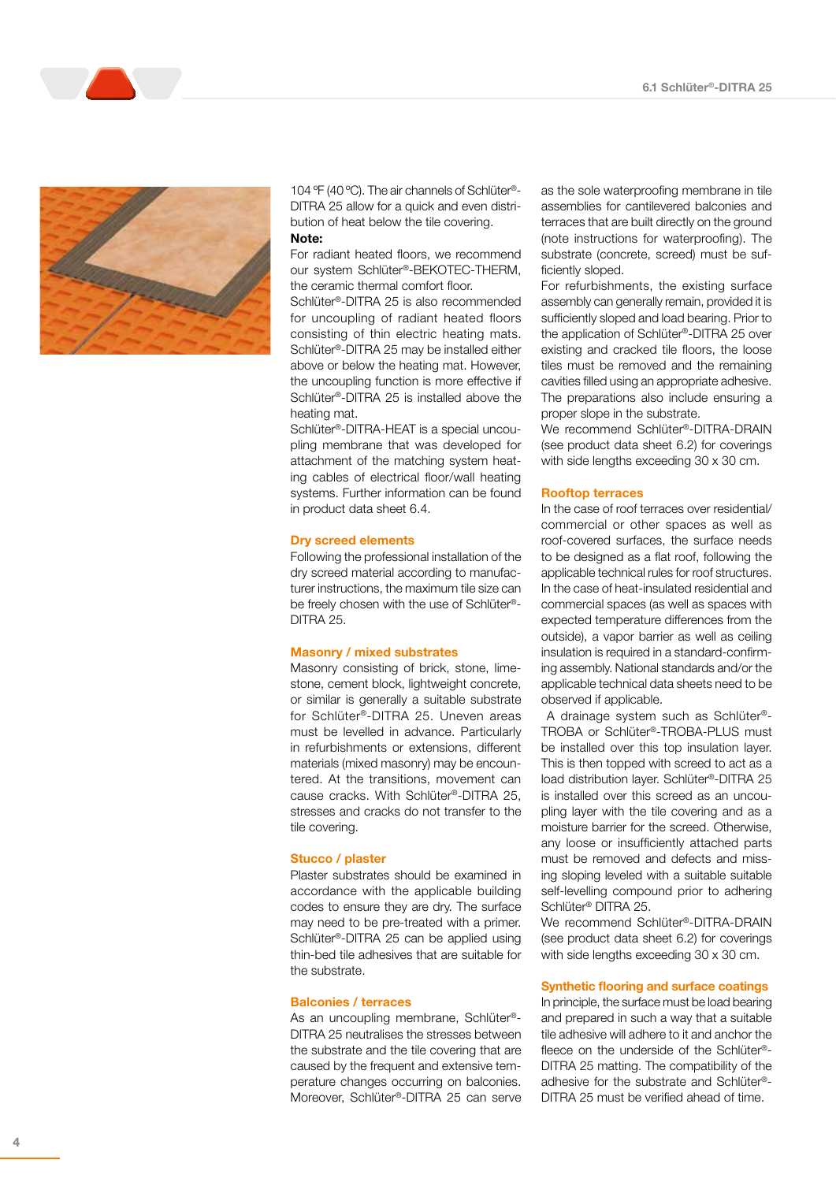104 ºF (40 ºC). The air channels of Schlüter®-DITRA 25 allow for a quick and even distribution of heat below the tile covering.

**Note:**

For radiant heated floors, we recommend our system Schlüter®-BEKOTEC-THERM, the ceramic thermal comfort floor.

Schlüter®-DITRA 25 is also recommended for uncoupling of radiant heated floors consisting of thin electric heating mats. Schlüter®-DITRA 25 may be installed either above or below the heating mat. However, the uncoupling function is more effective if Schlüter®-DITRA 25 is installed above the heating mat.

Schlüter®-DITRA-HEAT is a special uncoupling membrane that was developed for attachment of the matching system heating cables of electrical floor/wall heating systems. Further information can be found in product data sheet 6.4.

## Dry screed elements

Following the professional installation of the dry screed material according to manufacturer instructions, the maximum tile size can be freely chosen with the use of Schlüter®-DITRA 25.

## Masonry / mixed substrates

Masonry consisting of brick, stone, limestone, cement block, lightweight concrete, or similar is generally a suitable substrate for Schlüter®-DITRA 25. Uneven areas must be levelled in advance. Particularly in refurbishments or extensions, different materials (mixed masonry) may be encountered. At the transitions, movement can cause cracks. With Schlüter®-DITRA 25, stresses and cracks do not transfer to the tile covering.

## Stucco / plaster

Plaster substrates should be examined in accordance with the applicable building codes to ensure they are dry. The surface may need to be pre-treated with a primer. Schlüter®-DITRA 25 can be applied using thin-bed tile adhesives that are suitable for the substrate.

## Balconies / terraces

As an uncoupling membrane, Schlüter®-DITRA 25 neutralises the stresses between the substrate and the tile covering that are caused by the frequent and extensive temperature changes occurring on balconies. Moreover, Schlüter®-DITRA 25 can serve as the sole waterproofing membrane in tile assemblies for cantilevered balconies and terraces that are built directly on the ground (note instructions for waterproofing). The substrate (concrete, screed) must be sufficiently sloped.

For refurbishments, the existing surface assembly can generally remain, provided it is sufficiently sloped and load bearing. Prior to the application of Schlüter®-DITRA 25 over existing and cracked tile floors, the loose tiles must be removed and the remaining cavities filled using an appropriate adhesive. The preparations also include ensuring a proper slope in the substrate.

We recommend Schlüter®-DITRA-DRAIN (see product data sheet 6.2) for coverings with side lengths exceeding 30 x 30 cm.

## Rooftop terraces

In the case of roof terraces over residential/commercial or other spaces as well as roof-covered surfaces, the surface needs to be designed as a flat roof, following the applicable technical rules for roof structures. In the case of heat-insulated residential and commercial spaces (as well as spaces with expected temperature differences from the outside), a vapor barrier as well as ceiling insulation is required in a standard-confirming assembly. National standards and/or the applicable technical data sheets need to be observed if applicable.

A drainage system such as Schlüter®-TROBA or Schlüter®-TROBA-PLUS must be installed over this top insulation layer. This is then topped with screed to act as a load distribution layer. Schlüter®-DITRA 25 is installed over this screed as an uncoupling layer with the tile covering and as a moisture barrier for the screed. Otherwise, any loose or insufficiently attached parts must be removed and defects and missing sloping leveled with a suitable suitable self-levelling compound prior to adhering Schlüter® DITRA 25.

We recommend Schlüter®-DITRA-DRAIN (see product data sheet 6.2) for coverings with side lengths exceeding 30 x 30 cm.

## Synthetic flooring and surface coatings

In principle, the surface must be load bearing and prepared in such a way that a suitable tile adhesive will adhere to it and anchor the fleece on the underside of the Schlüter®-DITRA 25 matting. The compatibility of the adhesive for the substrate and Schlüter®-DITRA 25 must be verified ahead of time.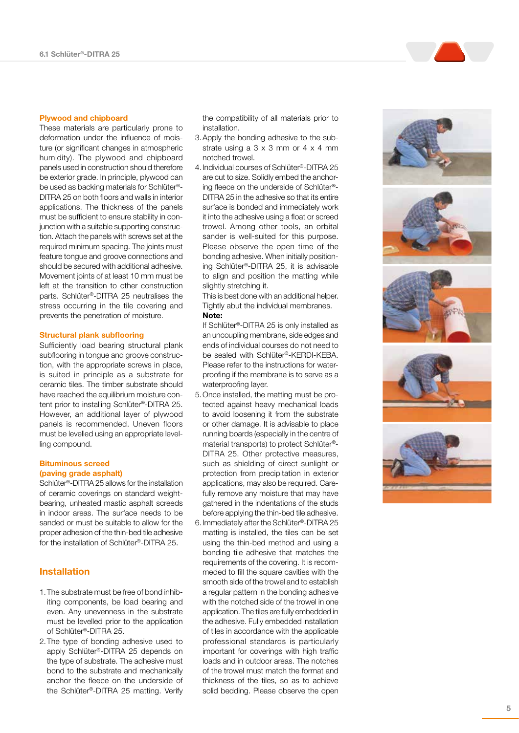### Plywood and chipboard

These materials are particularly prone to deformation under the influence of moisture (or significant changes in atmospheric humidity). The plywood and chipboard panels used in construction should therefore be exterior grade. In principle, plywood can be used as backing materials for Schlüter®-DITRA 25 on both floors and walls in interior applications. The thickness of the panels must be sufficient to ensure stability in conjunction with a suitable supporting construction. Attach the panels with screws set at the required minimum spacing. The joints must feature tongue and groove connections and should be secured with additional adhesive. Movement joints of at least 10 mm must be left at the transition to other construction parts. Schlüter®-DITRA 25 neutralises the stress occurring in the tile covering and prevents the penetration of moisture.

### Structural plank subflooring

Sufficiently load bearing structural plank subflooring in tongue and groove construction, with the appropriate screws in place, is suited in principle as a substrate for ceramic tiles. The timber substrate should have reached the equilibrium moisture content prior to installing Schlüter®-DITRA 25. However, an additional layer of plywood panels is recommended. Uneven floors must be levelled using an appropriate levelling compound.

### Bituminous screed (paving grade asphalt)

Schlüter®-DITRA 25 allows for the installation of ceramic coverings on standard weight-bearing, unheated mastic asphalt screeds in indoor areas. The surface needs to be sanded or must be suitable to allow for the proper adhesion of the thin-bed tile adhesive for the installation of Schlüter®-DITRA 25.

## Installation

1. The substrate must be free of bond inhibiting components, be load bearing and even. Any unevenness in the substrate must be levelled prior to the application of Schlüter®-DITRA 25.
2. The type of bonding adhesive used to apply Schlüter®-DITRA 25 depends on the type of substrate. The adhesive must bond to the substrate and mechanically anchor the fleece on the underside of the Schlüter®-DITRA 25 matting. Verify the compatibility of all materials prior to installation.
3. Apply the bonding adhesive to the substrate using a 3 x 3 mm or 4 x 4 mm notched trowel.
4. Individual courses of Schlüter®-DITRA 25 are cut to size. Solidly embed the anchoring fleece on the underside of Schlüter®-DITRA 25 in the adhesive so that its entire surface is bonded and immediately work it into the adhesive using a float or screed trowel. Among other tools, an orbital sander is well-suited for this purpose. Please observe the open time of the bonding adhesive. When initially positioning Schlüter®-DITRA 25, it is advisable to align and position the matting while slightly stretching it.
   This is best done with an additional helper. Tightly abut the individual membranes.
   **Note:**
   If Schlüter®-DITRA 25 is only installed as an uncoupling membrane, side edges and ends of individual courses do not need to be sealed with Schlüter®-KERDI-KEBA. Please refer to the instructions for waterproofing if the membrane is to serve as a waterproofing layer.
5. Once installed, the matting must be protected against heavy mechanical loads to avoid loosening it from the substrate or other damage. It is advisable to place running boards (especially in the centre of material transports) to protect Schlüter®-DITRA 25. Other protective measures, such as shielding of direct sunlight or protection from precipitation in exterior applications, may also be required. Carefully remove any moisture that may have gathered in the indentations of the studs before applying the thin-bed tile adhesive.
6. Immediately after the Schlüter®-DITRA 25 matting is installed, the tiles can be set using the thin-bed method and using a bonding tile adhesive that matches the requirements of the covering. It is recommeded to fill the square cavities with the smooth side of the trowel and to establish a regular pattern in the bonding adhesive with the notched side of the trowel in one application. The tiles are fully embedded in the adhesive. Fully embedded installation of tiles in accordance with the applicable professional standards is particularly important for coverings with high traffic loads and in outdoor areas. The notches of the trowel must match the format and thickness of the tiles, so as to achieve solid bedding. Please observe the open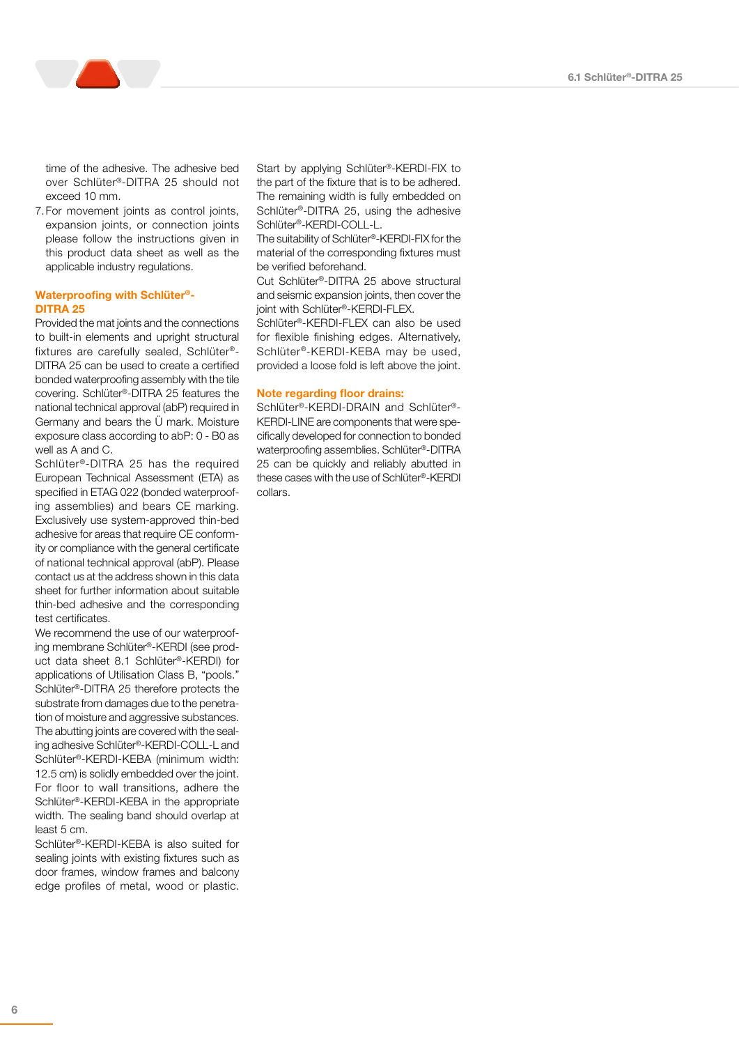time of the adhesive. The adhesive bed over Schlüter®-DITRA 25 should not exceed 10 mm.

7. For movement joints as control joints, expansion joints, or connection joints please follow the instructions given in this product data sheet as well as the applicable industry regulations.

## Waterproofing with Schlüter®-DITRA 25

Provided the mat joints and the connections to built-in elements and upright structural fixtures are carefully sealed, Schlüter®-DITRA 25 can be used to create a certified bonded waterproofing assembly with the tile covering. Schlüter®-DITRA 25 features the national technical approval (abP) required in Germany and bears the Ü mark. Moisture exposure class according to abP: 0 - B0 as well as A and C.

Schlüter®-DITRA 25 has the required European Technical Assessment (ETA) as specified in ETAG 022 (bonded waterproofing assemblies) and bears CE marking. Exclusively use system-approved thin-bed adhesive for areas that require CE conformity or compliance with the general certificate of national technical approval (abP). Please contact us at the address shown in this data sheet for further information about suitable thin-bed adhesive and the corresponding test certificates.

We recommend the use of our waterproofing membrane Schlüter®-KERDI (see product data sheet 8.1 Schlüter®-KERDI) for applications of Utilisation Class B, "pools." Schlüter®-DITRA 25 therefore protects the substrate from damages due to the penetration of moisture and aggressive substances.

The abutting joints are covered with the sealing adhesive Schlüter®-KERDI-COLL-L and Schlüter®-KERDI-KEBA (minimum width: 12.5 cm) is solidly embedded over the joint. For floor to wall transitions, adhere the Schlüter®-KERDI-KEBA in the appropriate width. The sealing band should overlap at least 5 cm.

Schlüter®-KERDI-KEBA is also suited for sealing joints with existing fixtures such as door frames, window frames and balcony edge profiles of metal, wood or plastic.

Start by applying Schlüter®-KERDI-FIX to the part of the fixture that is to be adhered. The remaining width is fully embedded on Schlüter®-DITRA 25, using the adhesive Schlüter®-KERDI-COLL-L.

The suitability of Schlüter®-KERDI-FIX for the material of the corresponding fixtures must be verified beforehand.

Cut Schlüter®-DITRA 25 above structural and seismic expansion joints, then cover the joint with Schlüter®-KERDI-FLEX.

Schlüter®-KERDI-FLEX can also be used for flexible finishing edges. Alternatively, Schlüter®-KERDI-KEBA may be used, provided a loose fold is left above the joint.

## Note regarding floor drains:

Schlüter®-KERDI-DRAIN and Schlüter®-KERDI-LINE are components that were specifically developed for connection to bonded waterproofing assemblies. Schlüter®-DITRA 25 can be quickly and reliably abutted in these cases with the use of Schlüter®-KERDI collars.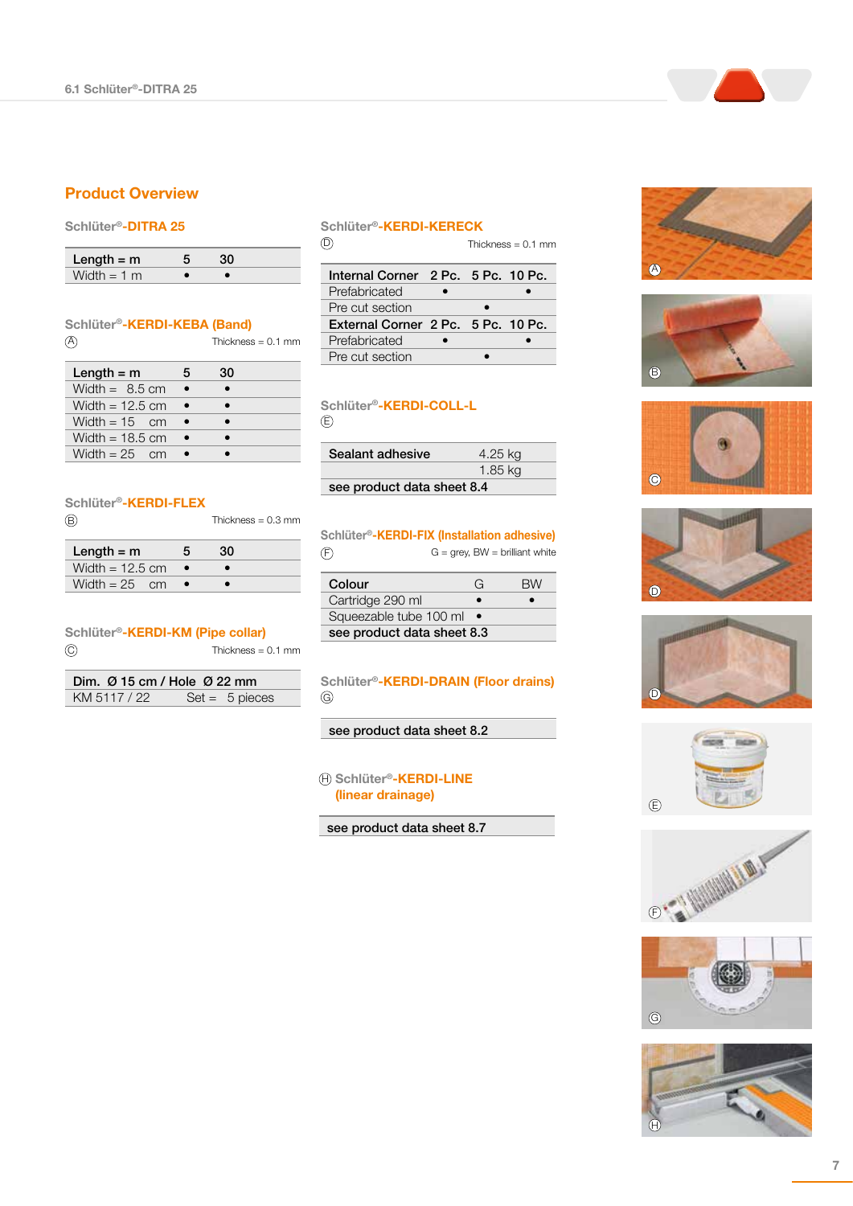## Product Overview

### Schlüter®-DITRA 25

| Length = m | 5 | 30 |
|---|---|---|
| Width = 1 m | • | • |

### Schlüter®-KERDI-KEBA (Band)

Ⓐ Thickness = 0.1 mm

| Length = m | 5 | 30 |
|---|---|---|
| Width = 8.5 cm | • | • |
| Width = 12.5 cm | • | • |
| Width = 15 cm | • | • |
| Width = 18.5 cm | • | • |
| Width = 25 cm | • | • |

### Schlüter®-KERDI-FLEX

Ⓑ Thickness = 0.3 mm

| Length = m | 5 | 30 |
|---|---|---|
| Width = 12.5 cm | • | • |
| Width = 25 cm | • | • |

### Schlüter®-KERDI-KM (Pipe collar)

Ⓒ Thickness = 0.1 mm

| Dim. Ø 15 cm / Hole Ø 22 mm | |
|---|---|
| KM 5117 / 22 | Set = 5 pieces |

### Schlüter®-KERDI-KERECK

Ⓓ Thickness = 0.1 mm

| Internal Corner | 2 Pc. | 5 Pc. | 10 Pc. |
|---|---|---|---|
| Prefabricated | • | | • |
| Pre cut section | | • | |
| **External Corner** | **2 Pc.** | **5 Pc.** | **10 Pc.** |
| Prefabricated | • | | • |
| Pre cut section | | • | |

### Schlüter®-KERDI-COLL-L

Ⓔ

| Sealant adhesive | 4.25 kg |
|---|---|
| | 1.85 kg |
| see product data sheet 8.4 | |

### Schlüter®-KERDI-FIX (Installation adhesive)

Ⓕ G = grey, BW = brilliant white

| Colour | G | BW |
|---|---|---|
| Cartridge 290 ml | • | • |
| Squeezable tube 100 ml | • | |
| see product data sheet 8.3 | | |

### Schlüter®-KERDI-DRAIN (Floor drains)

Ⓖ

see product data sheet 8.2

### Ⓗ Schlüter®-KERDI-LINE (linear drainage)

see product data sheet 8.7

Ⓐ

Ⓑ

Ⓒ

Ⓓ

Ⓓ

Ⓔ

Ⓕ

Ⓖ

Ⓗ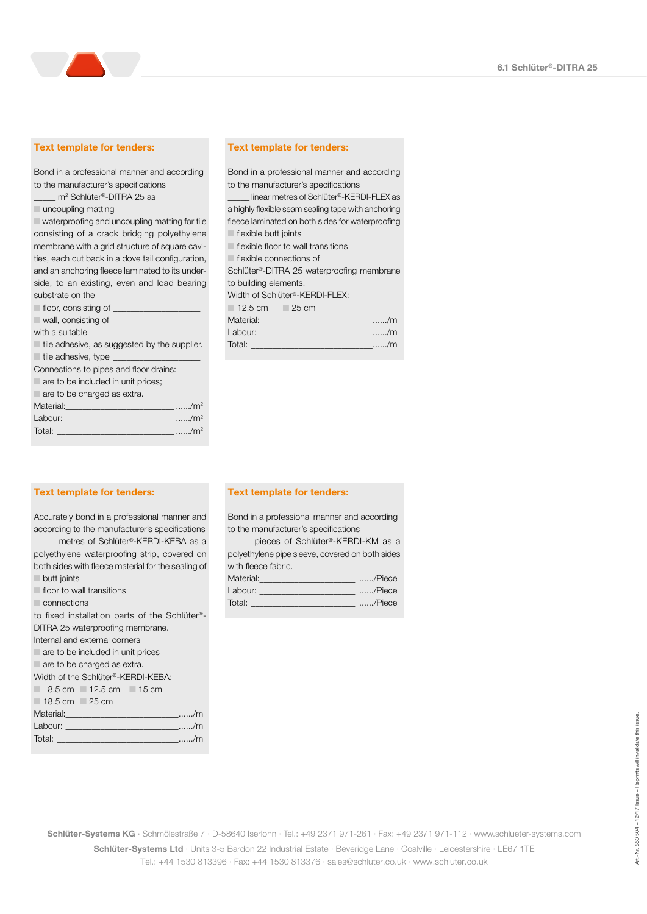## Text template for tenders:

Bond in a professional manner and according to the manufacturer's specifications
_____ m² Schlüter®-DITRA 25 as
- uncoupling matting
- waterproofing and uncoupling matting for tile consisting of a crack bridging polyethylene membrane with a grid structure of square cavities, each cut back in a dove tail configuration, and an anchoring fleece laminated to its underside, to an existing, even and load bearing substrate on the
- floor, consisting of ___________________
- wall, consisting of___________________

with a suitable
- tile adhesive, as suggested by the supplier.
- tile adhesive, type ___________________

Connections to pipes and floor drains:
- are to be included in unit prices;
- are to be charged as extra.

Material:_______________________ ....../m²
Labour: _______________________ ....../m²
Total: _________________________ ....../m²

## Text template for tenders:

Bond in a professional manner and according to the manufacturer's specifications
_____ linear metres of Schlüter®-KERDI-FLEX as a highly flexible seam sealing tape with anchoring fleece laminated on both sides for waterproofing
- flexible butt joints
- flexible floor to wall transitions
- flexible connections of

Schlüter®-DITRA 25 waterproofing membrane to building elements.
Width of Schlüter®-KERDI-FLEX:
- 12.5 cm
- 25 cm

Material:________________________ ....../m
Labour: ________________________ ....../m
Total: __________________________ ....../m

## Text template for tenders:

Accurately bond in a professional manner and according to the manufacturer's specifications
_____ metres of Schlüter®-KERDI-KEBA as a polyethylene waterproofing strip, covered on both sides with fleece material for the sealing of
- butt joints
- floor to wall transitions
- connections

to fixed installation parts of the Schlüter®-DITRA 25 waterproofing membrane.
Internal and external corners
- are to be included in unit prices
- are to be charged as extra.

Width of the Schlüter®-KERDI-KEBA:
- 8.5 cm
- 12.5 cm
- 15 cm
- 18.5 cm
- 25 cm

Material:________________________ ....../m
Labour: ________________________ ....../m
Total: __________________________ ....../m

## Text template for tenders:

Bond in a professional manner and according to the manufacturer's specifications
_____ pieces of Schlüter®-KERDI-KM as a polyethylene pipe sleeve, covered on both sides with fleece fabric.

Material:____________________ ....../Piece
Labour: ____________________ ....../Piece
Total: ______________________ ....../Piece

**Schlüter-Systems KG** · Schmölestraße 7 · D-58640 Iserlohn · Tel.: +49 2371 971-261 · Fax: +49 2371 971-112 · www.schlueter-systems.com
**Schlüter-Systems Ltd** · Units 3-5 Bardon 22 Industrial Estate · Beveridge Lane · Coalville · Leicestershire · LE67 1TE
Tel.: +44 1530 813396 · Fax: +44 1530 813376 · sales@schluter.co.uk · www.schluter.co.uk

Art.-Nr. 550 504 – 12/17 Issue – Reprints will invalidate this issue.